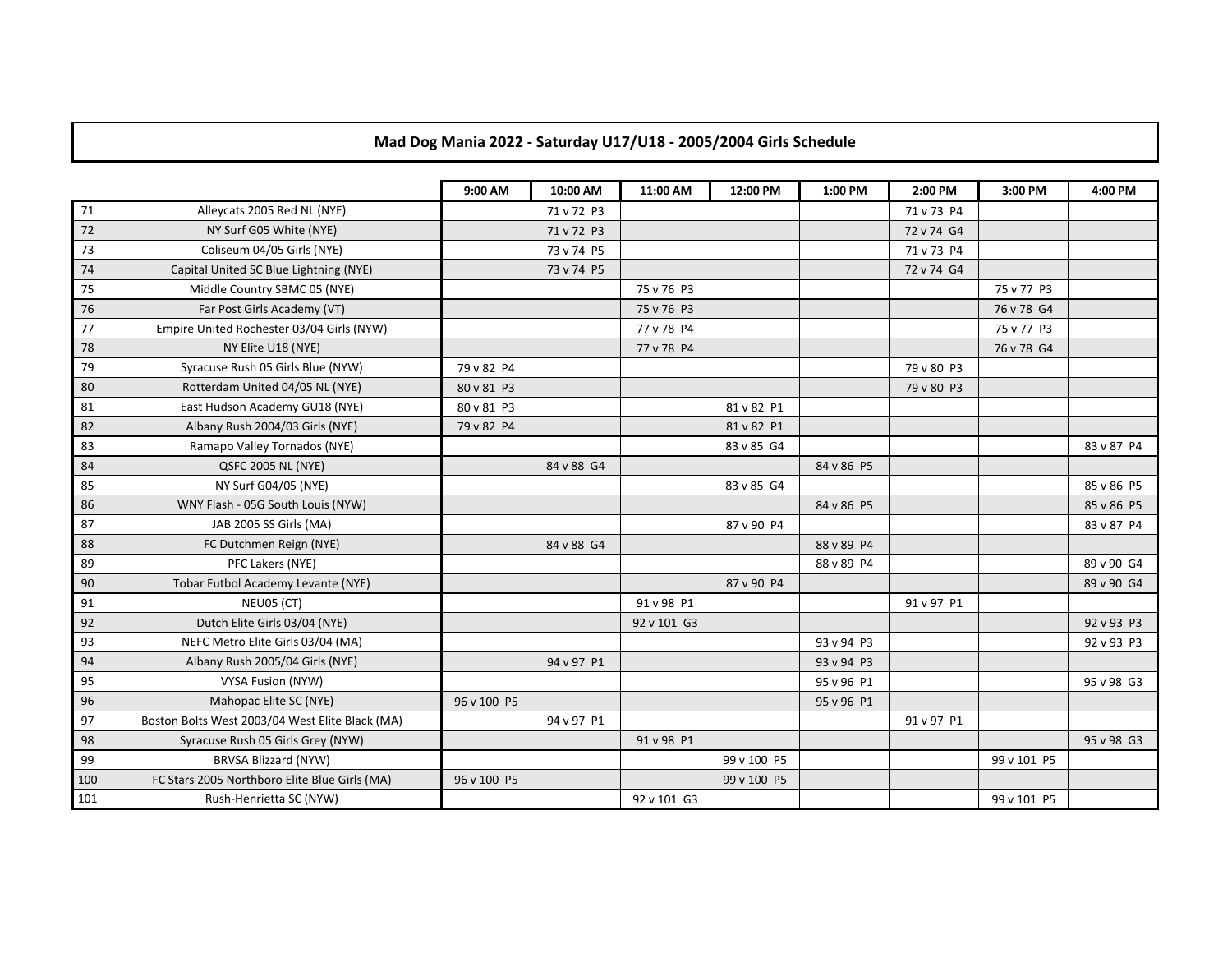## Mad Dog Mania 2022 - Saturday U17/U18 - 2005/2004 Girls Schedule

| | | 9:00 AM | 10:00 AM | 11:00 AM | 12:00 PM | 1:00 PM | 2:00 PM | 3:00 PM | 4:00 PM |
|---|---|---|---|---|---|---|---|---|---|
| 71 | Alleycats 2005 Red NL (NYE) | | 71 v 72 P3 | | | | 71 v 73 P4 | | |
| 72 | NY Surf G05 White (NYE) | | 71 v 72 P3 | | | | 72 v 74 G4 | | |
| 73 | Coliseum 04/05 Girls (NYE) | | 73 v 74 P5 | | | | 71 v 73 P4 | | |
| 74 | Capital United SC Blue Lightning (NYE) | | 73 v 74 P5 | | | | 72 v 74 G4 | | |
| 75 | Middle Country SBMC 05 (NYE) | | | 75 v 76 P3 | | | | 75 v 77 P3 | |
| 76 | Far Post Girls Academy (VT) | | | 75 v 76 P3 | | | | 76 v 78 G4 | |
| 77 | Empire United Rochester 03/04 Girls (NYW) | | | 77 v 78 P4 | | | | 75 v 77 P3 | |
| 78 | NY Elite U18 (NYE) | | | 77 v 78 P4 | | | | 76 v 78 G4 | |
| 79 | Syracuse Rush 05 Girls Blue (NYW) | 79 v 82 P4 | | | | | 79 v 80 P3 | | |
| 80 | Rotterdam United 04/05 NL (NYE) | 80 v 81 P3 | | | | | 79 v 80 P3 | | |
| 81 | East Hudson Academy GU18 (NYE) | 80 v 81 P3 | | | 81 v 82 P1 | | | | |
| 82 | Albany Rush 2004/03 Girls (NYE) | 79 v 82 P4 | | | 81 v 82 P1 | | | | |
| 83 | Ramapo Valley Tornados (NYE) | | | | 83 v 85 G4 | | | | 83 v 87 P4 |
| 84 | QSFC 2005 NL (NYE) | | 84 v 88 G4 | | | 84 v 86 P5 | | | |
| 85 | NY Surf G04/05 (NYE) | | | | 83 v 85 G4 | | | | 85 v 86 P5 |
| 86 | WNY Flash - 05G South Louis (NYW) | | | | | 84 v 86 P5 | | | 85 v 86 P5 |
| 87 | JAB 2005 SS Girls (MA) | | | | 87 v 90 P4 | | | | 83 v 87 P4 |
| 88 | FC Dutchmen Reign (NYE) | | 84 v 88 G4 | | | 88 v 89 P4 | | | |
| 89 | PFC Lakers (NYE) | | | | | 88 v 89 P4 | | | 89 v 90 G4 |
| 90 | Tobar Futbol Academy Levante (NYE) | | | | 87 v 90 P4 | | | | 89 v 90 G4 |
| 91 | NEU05 (CT) | | | 91 v 98 P1 | | | 91 v 97 P1 | | |
| 92 | Dutch Elite Girls 03/04 (NYE) | | | 92 v 101 G3 | | | | | 92 v 93 P3 |
| 93 | NEFC Metro Elite Girls 03/04 (MA) | | | | | 93 v 94 P3 | | | 92 v 93 P3 |
| 94 | Albany Rush 2005/04 Girls (NYE) | | 94 v 97 P1 | | | 93 v 94 P3 | | | |
| 95 | VYSA Fusion (NYW) | | | | | 95 v 96 P1 | | | 95 v 98 G3 |
| 96 | Mahopac Elite SC (NYE) | 96 v 100 P5 | | | | 95 v 96 P1 | | | |
| 97 | Boston Bolts West 2003/04 West Elite Black (MA) | | 94 v 97 P1 | | | | 91 v 97 P1 | | |
| 98 | Syracuse Rush 05 Girls Grey (NYW) | | | 91 v 98 P1 | | | | | 95 v 98 G3 |
| 99 | BRVSA Blizzard (NYW) | | | | 99 v 100 P5 | | | 99 v 101 P5 | |
| 100 | FC Stars 2005 Northboro Elite Blue Girls (MA) | 96 v 100 P5 | | | 99 v 100 P5 | | | | |
| 101 | Rush-Henrietta SC (NYW) | | | 92 v 101 G3 | | | | 99 v 101 P5 | |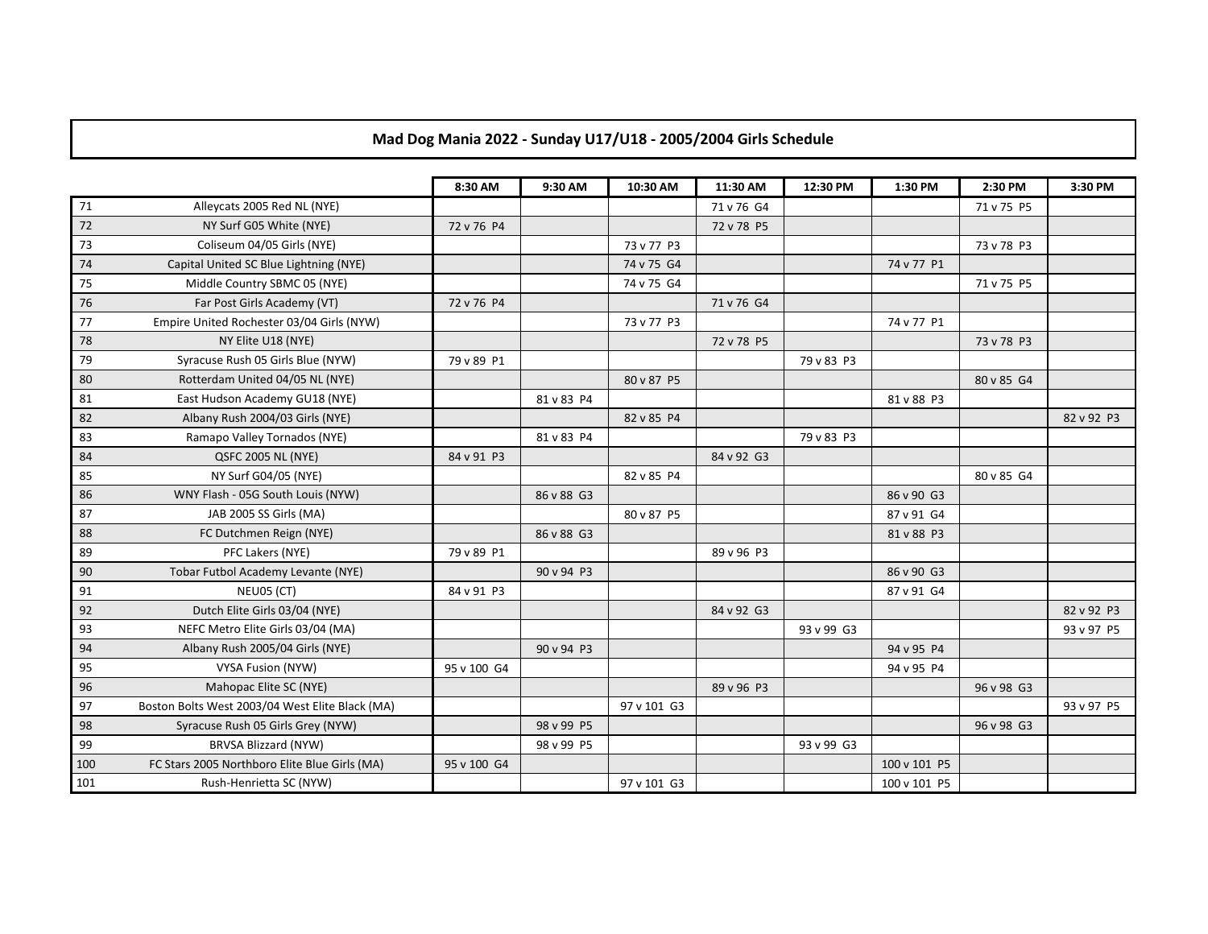## Mad Dog Mania 2022 - Sunday U17/U18 - 2005/2004 Girls Schedule

| | | 8:30 AM | 9:30 AM | 10:30 AM | 11:30 AM | 12:30 PM | 1:30 PM | 2:30 PM | 3:30 PM |
|---|---|---|---|---|---|---|---|---|---|
| 71 | Alleycats 2005 Red NL (NYE) | | | | 71 v 76 G4 | | | 71 v 75 P5 | |
| 72 | NY Surf G05 White (NYE) | 72 v 76 P4 | | | 72 v 78 P5 | | | | |
| 73 | Coliseum 04/05 Girls (NYE) | | | 73 v 77 P3 | | | | 73 v 78 P3 | |
| 74 | Capital United SC Blue Lightning (NYE) | | | 74 v 75 G4 | | | 74 v 77 P1 | | |
| 75 | Middle Country SBMC 05 (NYE) | | | 74 v 75 G4 | | | | 71 v 75 P5 | |
| 76 | Far Post Girls Academy (VT) | 72 v 76 P4 | | | 71 v 76 G4 | | | | |
| 77 | Empire United Rochester 03/04 Girls (NYW) | | | 73 v 77 P3 | | | 74 v 77 P1 | | |
| 78 | NY Elite U18 (NYE) | | | | 72 v 78 P5 | | | 73 v 78 P3 | |
| 79 | Syracuse Rush 05 Girls Blue (NYW) | 79 v 89 P1 | | | | 79 v 83 P3 | | | |
| 80 | Rotterdam United 04/05 NL (NYE) | | | 80 v 87 P5 | | | | 80 v 85 G4 | |
| 81 | East Hudson Academy GU18 (NYE) | | 81 v 83 P4 | | | | 81 v 88 P3 | | |
| 82 | Albany Rush 2004/03 Girls (NYE) | | | 82 v 85 P4 | | | | | 82 v 92 P3 |
| 83 | Ramapo Valley Tornados (NYE) | | 81 v 83 P4 | | | 79 v 83 P3 | | | |
| 84 | QSFC 2005 NL (NYE) | 84 v 91 P3 | | | 84 v 92 G3 | | | | |
| 85 | NY Surf G04/05 (NYE) | | | 82 v 85 P4 | | | | 80 v 85 G4 | |
| 86 | WNY Flash - 05G South Louis (NYW) | | 86 v 88 G3 | | | | 86 v 90 G3 | | |
| 87 | JAB 2005 SS Girls (MA) | | | 80 v 87 P5 | | | 87 v 91 G4 | | |
| 88 | FC Dutchmen Reign (NYE) | | 86 v 88 G3 | | | | 81 v 88 P3 | | |
| 89 | PFC Lakers (NYE) | 79 v 89 P1 | | | 89 v 96 P3 | | | | |
| 90 | Tobar Futbol Academy Levante (NYE) | | 90 v 94 P3 | | | | 86 v 90 G3 | | |
| 91 | NEU05 (CT) | 84 v 91 P3 | | | | | 87 v 91 G4 | | |
| 92 | Dutch Elite Girls 03/04 (NYE) | | | | 84 v 92 G3 | | | | 82 v 92 P3 |
| 93 | NEFC Metro Elite Girls 03/04 (MA) | | | | | 93 v 99 G3 | | | 93 v 97 P5 |
| 94 | Albany Rush 2005/04 Girls (NYE) | | 90 v 94 P3 | | | | 94 v 95 P4 | | |
| 95 | VYSA Fusion (NYW) | 95 v 100 G4 | | | | | 94 v 95 P4 | | |
| 96 | Mahopac Elite SC (NYE) | | | | 89 v 96 P3 | | | 96 v 98 G3 | |
| 97 | Boston Bolts West 2003/04 West Elite Black (MA) | | | 97 v 101 G3 | | | | | 93 v 97 P5 |
| 98 | Syracuse Rush 05 Girls Grey (NYW) | | 98 v 99 P5 | | | | | 96 v 98 G3 | |
| 99 | BRVSA Blizzard (NYW) | | 98 v 99 P5 | | | 93 v 99 G3 | | | |
| 100 | FC Stars 2005 Northboro Elite Blue Girls (MA) | 95 v 100 G4 | | | | | 100 v 101 P5 | | |
| 101 | Rush-Henrietta SC (NYW) | | | 97 v 101 G3 | | | 100 v 101 P5 | | |